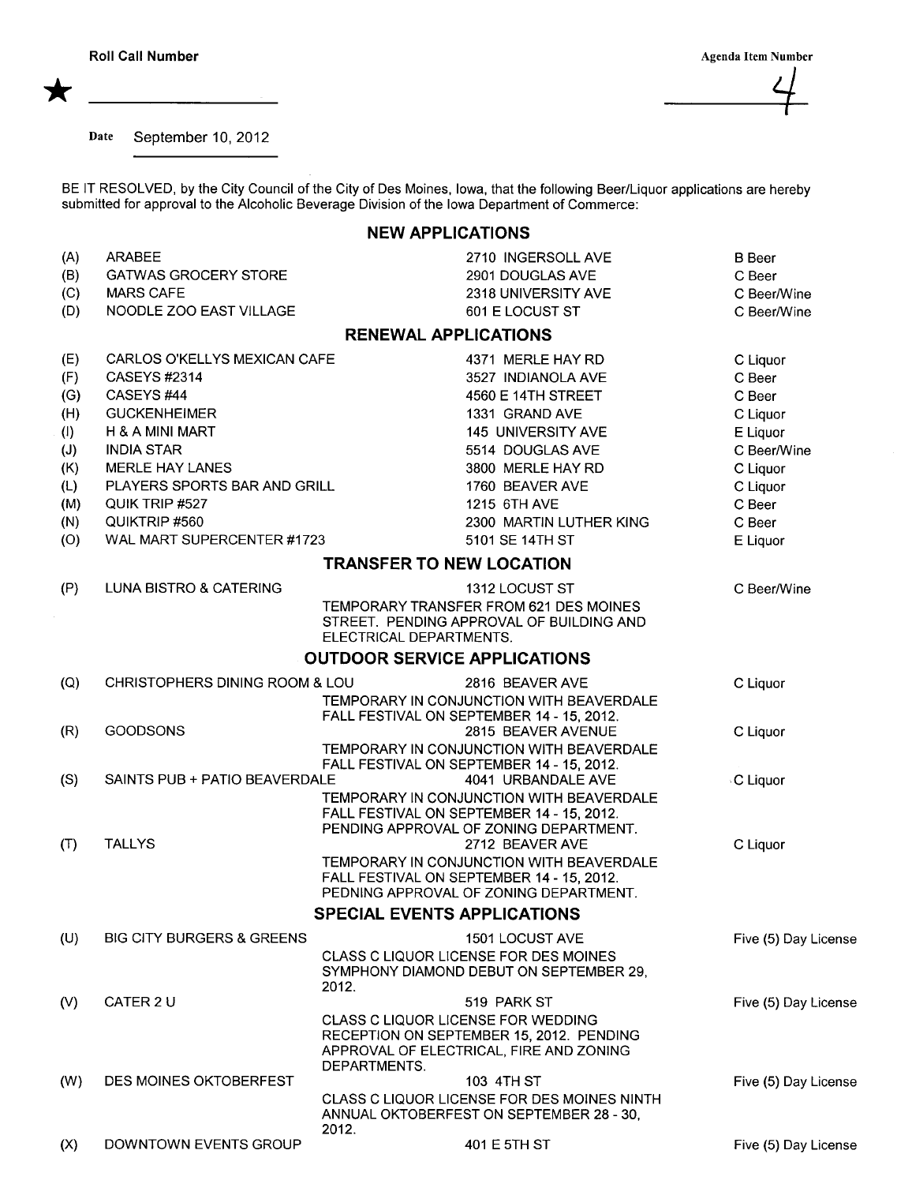Roll Call Number

★ ________________

Agenda Item Number

4

Date September 10, 2012

BE IT RESOLVED, by the City Council of the City of Des Moines, Iowa, that the following Beer/Liquor applications are hereby submitted for approval to the Alcoholic Beverage Division of the Iowa Department of Commerce:

## NEW APPLICATIONS

| | | | |
|---|---|---|---|
| (A) | ARABEE | 2710 INGERSOLL AVE | B Beer |
| (B) | GATWAS GROCERY STORE | 2901 DOUGLAS AVE | C Beer |
| (C) | MARS CAFE | 2318 UNIVERSITY AVE | C Beer/Wine |
| (D) | NOODLE ZOO EAST VILLAGE | 601 E LOCUST ST | C Beer/Wine |

## RENEWAL APPLICATIONS

| | | | |
|---|---|---|---|
| (E) | CARLOS O'KELLYS MEXICAN CAFE | 4371 MERLE HAY RD | C Liquor |
| (F) | CASEYS #2314 | 3527 INDIANOLA AVE | C Beer |
| (G) | CASEYS #44 | 4560 E 14TH STREET | C Beer |
| (H) | GUCKENHEIMER | 1331 GRAND AVE | C Liquor |
| (I) | H & A MINI MART | 145 UNIVERSITY AVE | E Liquor |
| (J) | INDIA STAR | 5514 DOUGLAS AVE | C Beer/Wine |
| (K) | MERLE HAY LANES | 3800 MERLE HAY RD | C Liquor |
| (L) | PLAYERS SPORTS BAR AND GRILL | 1760 BEAVER AVE | C Liquor |
| (M) | QUIK TRIP #527 | 1215 6TH AVE | C Beer |
| (N) | QUIKTRIP #560 | 2300 MARTIN LUTHER KING | C Beer |
| (O) | WAL MART SUPERCENTER #1723 | 5101 SE 14TH ST | E Liquor |

## TRANSFER TO NEW LOCATION

| | | | |
|---|---|---|---|
| (P) | LUNA BISTRO & CATERING | 1312 LOCUST ST<br>TEMPORARY TRANSFER FROM 621 DES MOINES STREET. PENDING APPROVAL OF BUILDING AND ELECTRICAL DEPARTMENTS. | C Beer/Wine |

## OUTDOOR SERVICE APPLICATIONS

| | | | |
|---|---|---|---|
| (Q) | CHRISTOPHERS DINING ROOM & LOU | 2816 BEAVER AVE<br>TEMPORARY IN CONJUNCTION WITH BEAVERDALE FALL FESTIVAL ON SEPTEMBER 14 - 15, 2012. | C Liquor |
| (R) | GOODSONS | 2815 BEAVER AVENUE<br>TEMPORARY IN CONJUNCTION WITH BEAVERDALE FALL FESTIVAL ON SEPTEMBER 14 - 15, 2012. | C Liquor |
| (S) | SAINTS PUB + PATIO BEAVERDALE | 4041 URBANDALE AVE<br>TEMPORARY IN CONJUNCTION WITH BEAVERDALE FALL FESTIVAL ON SEPTEMBER 14 - 15, 2012. PENDING APPROVAL OF ZONING DEPARTMENT. | C Liquor |
| (T) | TALLYS | 2712 BEAVER AVE<br>TEMPORARY IN CONJUNCTION WITH BEAVERDALE FALL FESTIVAL ON SEPTEMBER 14 - 15, 2012. PEDNING APPROVAL OF ZONING DEPARTMENT. | C Liquor |

## SPECIAL EVENTS APPLICATIONS

| | | | |
|---|---|---|---|
| (U) | BIG CITY BURGERS & GREENS | 1501 LOCUST AVE<br>CLASS C LIQUOR LICENSE FOR DES MOINES SYMPHONY DIAMOND DEBUT ON SEPTEMBER 29, 2012. | Five (5) Day License |
| (V) | CATER 2 U | 519 PARK ST<br>CLASS C LIQUOR LICENSE FOR WEDDING RECEPTION ON SEPTEMBER 15, 2012. PENDING APPROVAL OF ELECTRICAL, FIRE AND ZONING DEPARTMENTS. | Five (5) Day License |
| (W) | DES MOINES OKTOBERFEST | 103 4TH ST<br>CLASS C LIQUOR LICENSE FOR DES MOINES NINTH ANNUAL OKTOBERFEST ON SEPTEMBER 28 - 30, 2012. | Five (5) Day License |
| (X) | DOWNTOWN EVENTS GROUP | 401 E 5TH ST | Five (5) Day License |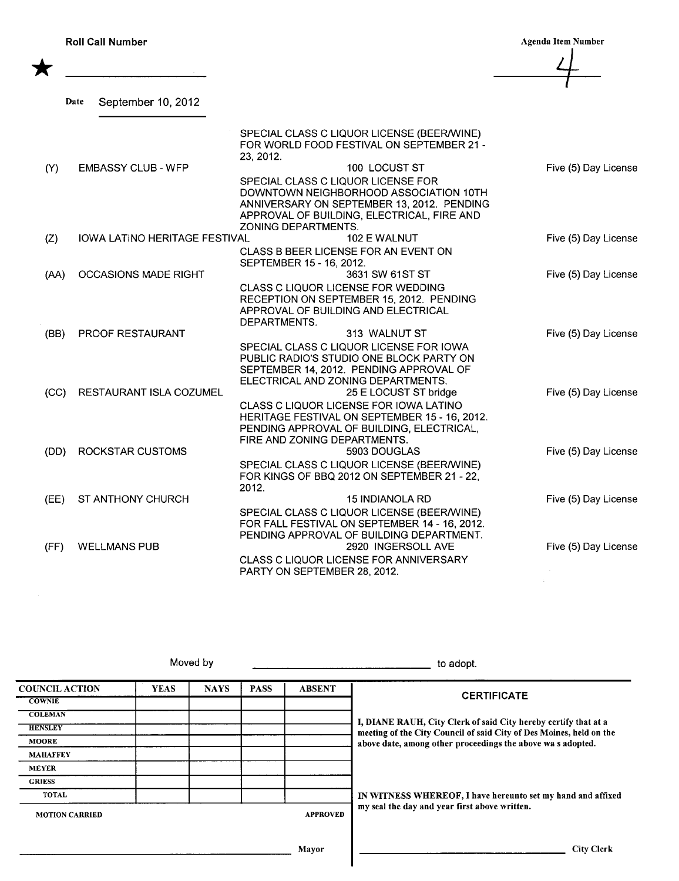Roll Call Number

★ ____________________

Agenda Item Number

4

Date September 10, 2012

SPECIAL CLASS C LIQUOR LICENSE (BEER/WINE) FOR WORLD FOOD FESTIVAL ON SEPTEMBER 21 - 23, 2012.

| | | | |
|---|---|---|---|
| (Y) | EMBASSY CLUB - WFP | 100 LOCUST ST<br>SPECIAL CLASS C LIQUOR LICENSE FOR DOWNTOWN NEIGHBORHOOD ASSOCIATION 10TH ANNIVERSARY ON SEPTEMBER 13, 2012. PENDING APPROVAL OF BUILDING, ELECTRICAL, FIRE AND ZONING DEPARTMENTS. | Five (5) Day License |
| (Z) | IOWA LATINO HERITAGE FESTIVAL | 102 E WALNUT<br>CLASS B BEER LICENSE FOR AN EVENT ON SEPTEMBER 15 - 16, 2012. | Five (5) Day License |
| (AA) | OCCASIONS MADE RIGHT | 3631 SW 61ST ST<br>CLASS C LIQUOR LICENSE FOR WEDDING RECEPTION ON SEPTEMBER 15, 2012. PENDING APPROVAL OF BUILDING AND ELECTRICAL DEPARTMENTS. | Five (5) Day License |
| (BB) | PROOF RESTAURANT | 313 WALNUT ST<br>SPECIAL CLASS C LIQUOR LICENSE FOR IOWA PUBLIC RADIO'S STUDIO ONE BLOCK PARTY ON SEPTEMBER 14, 2012. PENDING APPROVAL OF ELECTRICAL AND ZONING DEPARTMENTS. | Five (5) Day License |
| (CC) | RESTAURANT ISLA COZUMEL | 25 E LOCUST ST bridge<br>CLASS C LIQUOR LICENSE FOR IOWA LATINO HERITAGE FESTIVAL ON SEPTEMBER 15 - 16, 2012. PENDING APPROVAL OF BUILDING, ELECTRICAL, FIRE AND ZONING DEPARTMENTS. | Five (5) Day License |
| (DD) | ROCKSTAR CUSTOMS | 5903 DOUGLAS<br>SPECIAL CLASS C LIQUOR LICENSE (BEER/WINE) FOR KINGS OF BBQ 2012 ON SEPTEMBER 21 - 22, 2012. | Five (5) Day License |
| (EE) | ST ANTHONY CHURCH | 15 INDIANOLA RD<br>SPECIAL CLASS C LIQUOR LICENSE (BEER/WINE) FOR FALL FESTIVAL ON SEPTEMBER 14 - 16, 2012. PENDING APPROVAL OF BUILDING DEPARTMENT. | Five (5) Day License |
| (FF) | WELLMANS PUB | 2920 INGERSOLL AVE<br>CLASS C LIQUOR LICENSE FOR ANNIVERSARY PARTY ON SEPTEMBER 28, 2012. | Five (5) Day License |

Moved by ______________________________ to adopt.

| COUNCIL ACTION | YEAS | NAYS | PASS | ABSENT |
|---|---|---|---|---|
| COWNIE | | | | |
| COLEMAN | | | | |
| HENSLEY | | | | |
| MOORE | | | | |
| MAHAFFEY | | | | |
| MEYER | | | | |
| GRIESS | | | | |
| TOTAL | | | | |

MOTION CARRIED APPROVED

______________________________ Mayor

**CERTIFICATE**

I, DIANE RAUH, City Clerk of said City hereby certify that at a meeting of the City Council of said City of Des Moines, held on the above date, among other proceedings the above wa s adopted.

IN WITNESS WHEREOF, I have hereunto set my hand and affixed my seal the day and year first above written.

______________________________ City Clerk